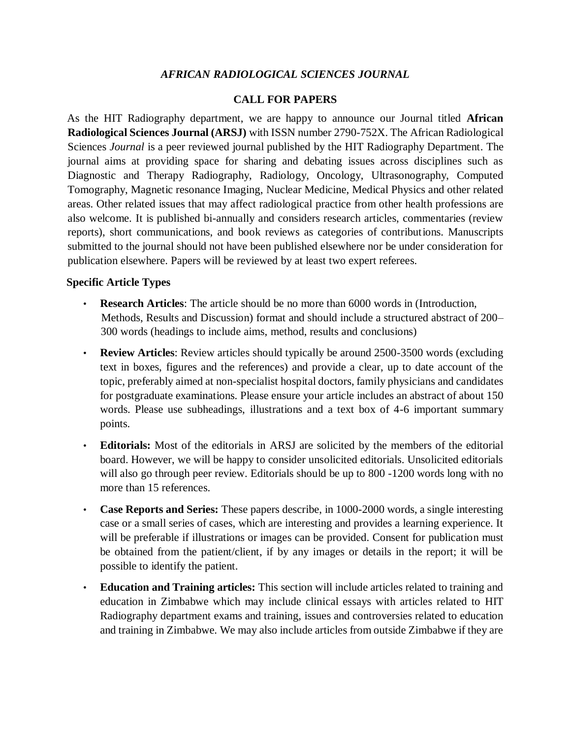# *AFRICAN RADIOLOGICAL SCIENCES JOURNAL*

## CALL FOR PAPERS

As the HIT Radiography department, we are happy to announce our Journal titled **African Radiological Sciences Journal (ARSJ)** with ISSN number 2790-752X. The African Radiological Sciences *Journal* is a peer reviewed journal published by the HIT Radiography Department. The journal aims at providing space for sharing and debating issues across disciplines such as Diagnostic and Therapy Radiography, Radiology, Oncology, Ultrasonography, Computed Tomography, Magnetic resonance Imaging, Nuclear Medicine, Medical Physics and other related areas. Other related issues that may affect radiological practice from other health professions are also welcome. It is published bi-annually and considers research articles, commentaries (review reports), short communications, and book reviews as categories of contributions. Manuscripts submitted to the journal should not have been published elsewhere nor be under consideration for publication elsewhere. Papers will be reviewed by at least two expert referees.

### Specific Article Types

- **Research Articles**: The article should be no more than 6000 words in (Introduction, Methods, Results and Discussion) format and should include a structured abstract of 200–300 words (headings to include aims, method, results and conclusions)
- **Review Articles**: Review articles should typically be around 2500-3500 words (excluding text in boxes, figures and the references) and provide a clear, up to date account of the topic, preferably aimed at non-specialist hospital doctors, family physicians and candidates for postgraduate examinations. Please ensure your article includes an abstract of about 150 words. Please use subheadings, illustrations and a text box of 4-6 important summary points.
- **Editorials:** Most of the editorials in ARSJ are solicited by the members of the editorial board. However, we will be happy to consider unsolicited editorials. Unsolicited editorials will also go through peer review. Editorials should be up to 800 -1200 words long with no more than 15 references.
- **Case Reports and Series:** These papers describe, in 1000-2000 words, a single interesting case or a small series of cases, which are interesting and provides a learning experience. It will be preferable if illustrations or images can be provided. Consent for publication must be obtained from the patient/client, if by any images or details in the report; it will be possible to identify the patient.
- **Education and Training articles:** This section will include articles related to training and education in Zimbabwe which may include clinical essays with articles related to HIT Radiography department exams and training, issues and controversies related to education and training in Zimbabwe. We may also include articles from outside Zimbabwe if they are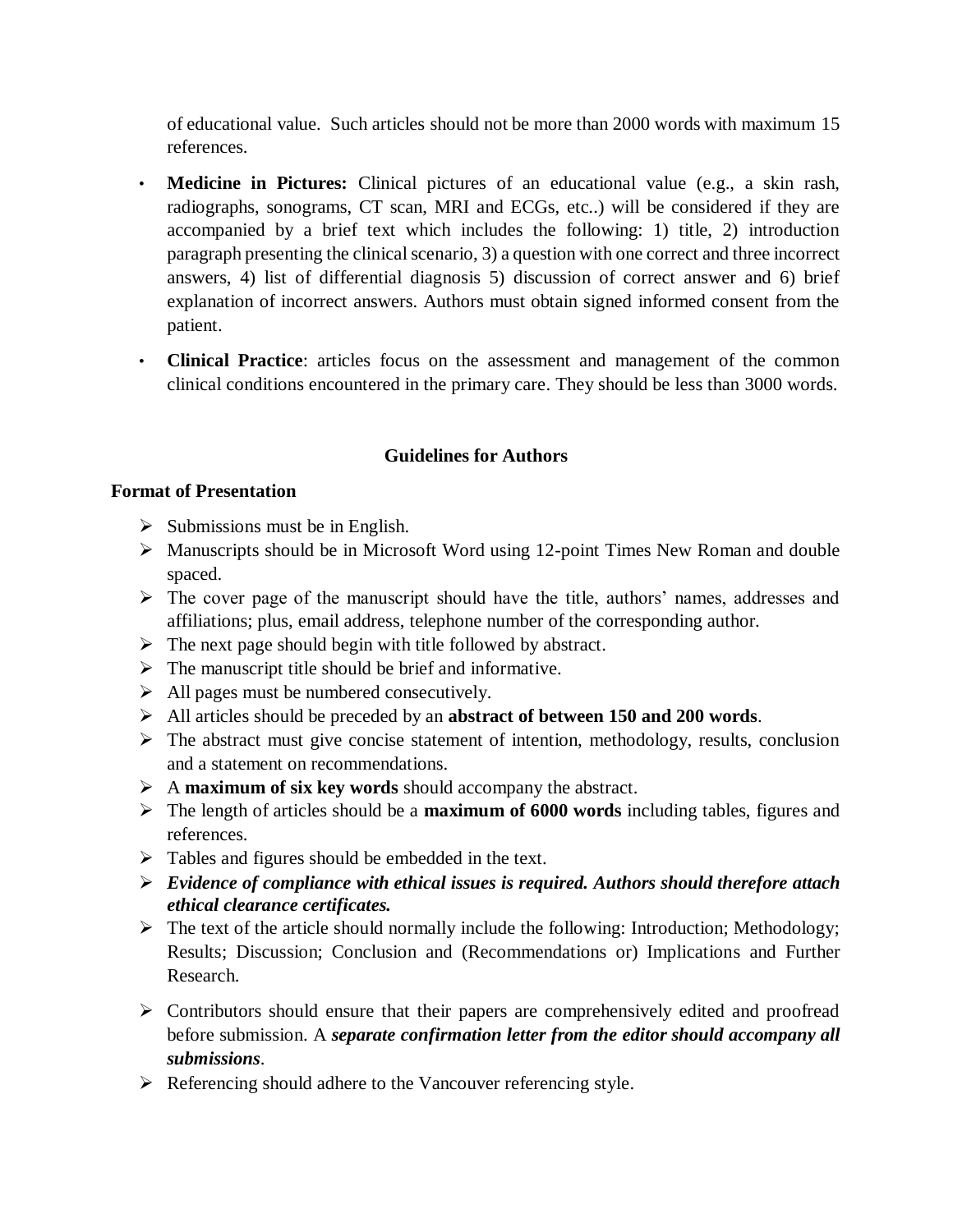of educational value. Such articles should not be more than 2000 words with maximum 15 references.

- **Medicine in Pictures:** Clinical pictures of an educational value (e.g., a skin rash, radiographs, sonograms, CT scan, MRI and ECGs, etc..) will be considered if they are accompanied by a brief text which includes the following: 1) title, 2) introduction paragraph presenting the clinical scenario, 3) a question with one correct and three incorrect answers, 4) list of differential diagnosis 5) discussion of correct answer and 6) brief explanation of incorrect answers. Authors must obtain signed informed consent from the patient.
- **Clinical Practice**: articles focus on the assessment and management of the common clinical conditions encountered in the primary care. They should be less than 3000 words.

## Guidelines for Authors

### Format of Presentation

- Submissions must be in English.
- Manuscripts should be in Microsoft Word using 12-point Times New Roman and double spaced.
- The cover page of the manuscript should have the title, authors' names, addresses and affiliations; plus, email address, telephone number of the corresponding author.
- The next page should begin with title followed by abstract.
- The manuscript title should be brief and informative.
- All pages must be numbered consecutively.
- All articles should be preceded by an **abstract of between 150 and 200 words**.
- The abstract must give concise statement of intention, methodology, results, conclusion and a statement on recommendations.
- A **maximum of six key words** should accompany the abstract.
- The length of articles should be a **maximum of 6000 words** including tables, figures and references.
- Tables and figures should be embedded in the text.
- ***Evidence of compliance with ethical issues is required. Authors should therefore attach ethical clearance certificates.***
- The text of the article should normally include the following: Introduction; Methodology; Results; Discussion; Conclusion and (Recommendations or) Implications and Further Research.
- Contributors should ensure that their papers are comprehensively edited and proofread before submission. A ***separate confirmation letter from the editor should accompany all submissions***.
- Referencing should adhere to the Vancouver referencing style.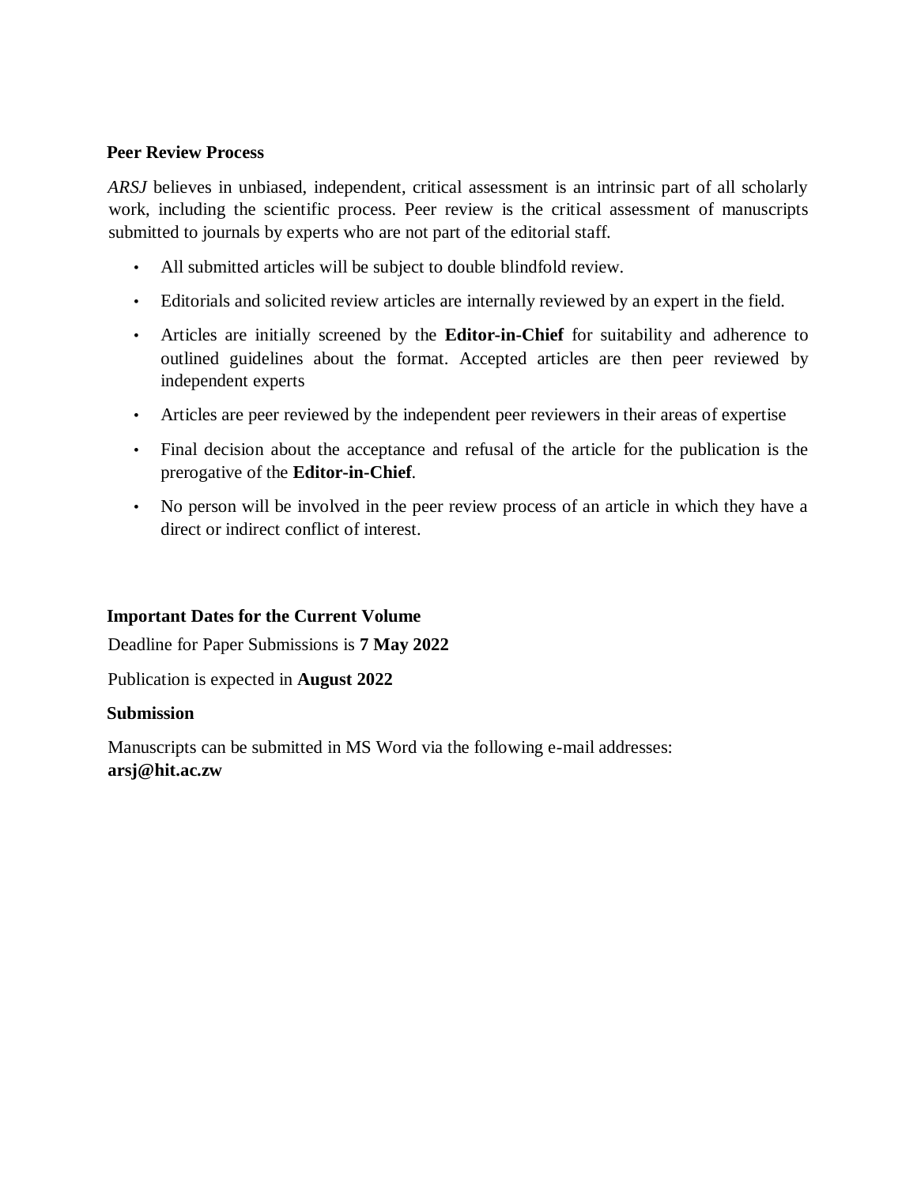**Peer Review Process**

*ARSJ* believes in unbiased, independent, critical assessment is an intrinsic part of all scholarly work, including the scientific process. Peer review is the critical assessment of manuscripts submitted to journals by experts who are not part of the editorial staff.

- All submitted articles will be subject to double blindfold review.
- Editorials and solicited review articles are internally reviewed by an expert in the field.
- Articles are initially screened by the **Editor-in-Chief** for suitability and adherence to outlined guidelines about the format. Accepted articles are then peer reviewed by independent experts
- Articles are peer reviewed by the independent peer reviewers in their areas of expertise
- Final decision about the acceptance and refusal of the article for the publication is the prerogative of the **Editor-in-Chief**.
- No person will be involved in the peer review process of an article in which they have a direct or indirect conflict of interest.

**Important Dates for the Current Volume**

Deadline for Paper Submissions is **7 May 2022**

Publication is expected in **August 2022**

**Submission**

Manuscripts can be submitted in MS Word via the following e-mail addresses:
**arsj@hit.ac.zw**